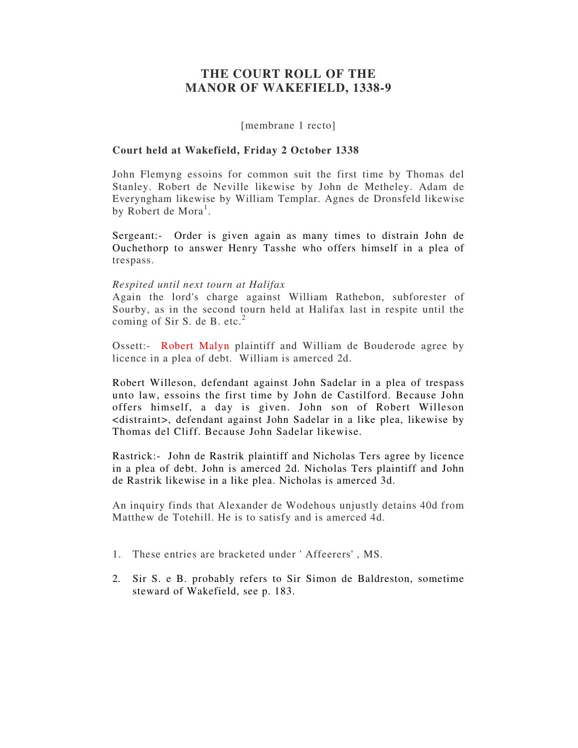# THE COURT ROLL OF THE MANOR OF WAKEFIELD, 1338-9

[membrane 1 recto]

**Court held at Wakefield, Friday 2 October 1338**

John Flemyng essoins for common suit the first time by Thomas del Stanley. Robert de Neville likewise by John de Metheley. Adam de Everyngham likewise by William Templar. Agnes de Dronsfeld likewise by Robert de Mora[1].

Sergeant:- Order is given again as many times to distrain John de Ouchethorp to answer Henry Tasshe who offers himself in a plea of trespass.

*Respited until next tourn at Halifax*
Again the lord's charge against William Rathebon, subforester of Sourby, as in the second tourn held at Halifax last in respite until the coming of Sir S. de B. etc.[2]

Ossett:- Robert Malyn plaintiff and William de Bouderode agree by licence in a plea of debt. William is amerced 2d.

Robert Willeson, defendant against John Sadelar in a plea of trespass unto law, essoins the first time by John de Castilford. Because John offers himself, a day is given. John son of Robert Willeson <distraint>, defendant against John Sadelar in a like plea, likewise by Thomas del Cliff. Because John Sadelar likewise.

Rastrick:- John de Rastrik plaintiff and Nicholas Ters agree by licence in a plea of debt. John is amerced 2d. Nicholas Ters plaintiff and John de Rastrik likewise in a like plea. Nicholas is amerced 3d.

An inquiry finds that Alexander de Wodehous unjustly detains 40d from Matthew de Totehill. He is to satisfy and is amerced 4d.

1. These entries are bracketed under ' Affeerers' , MS.

2. Sir S. e B. probably refers to Sir Simon de Baldreston, sometime steward of Wakefield, see p. 183.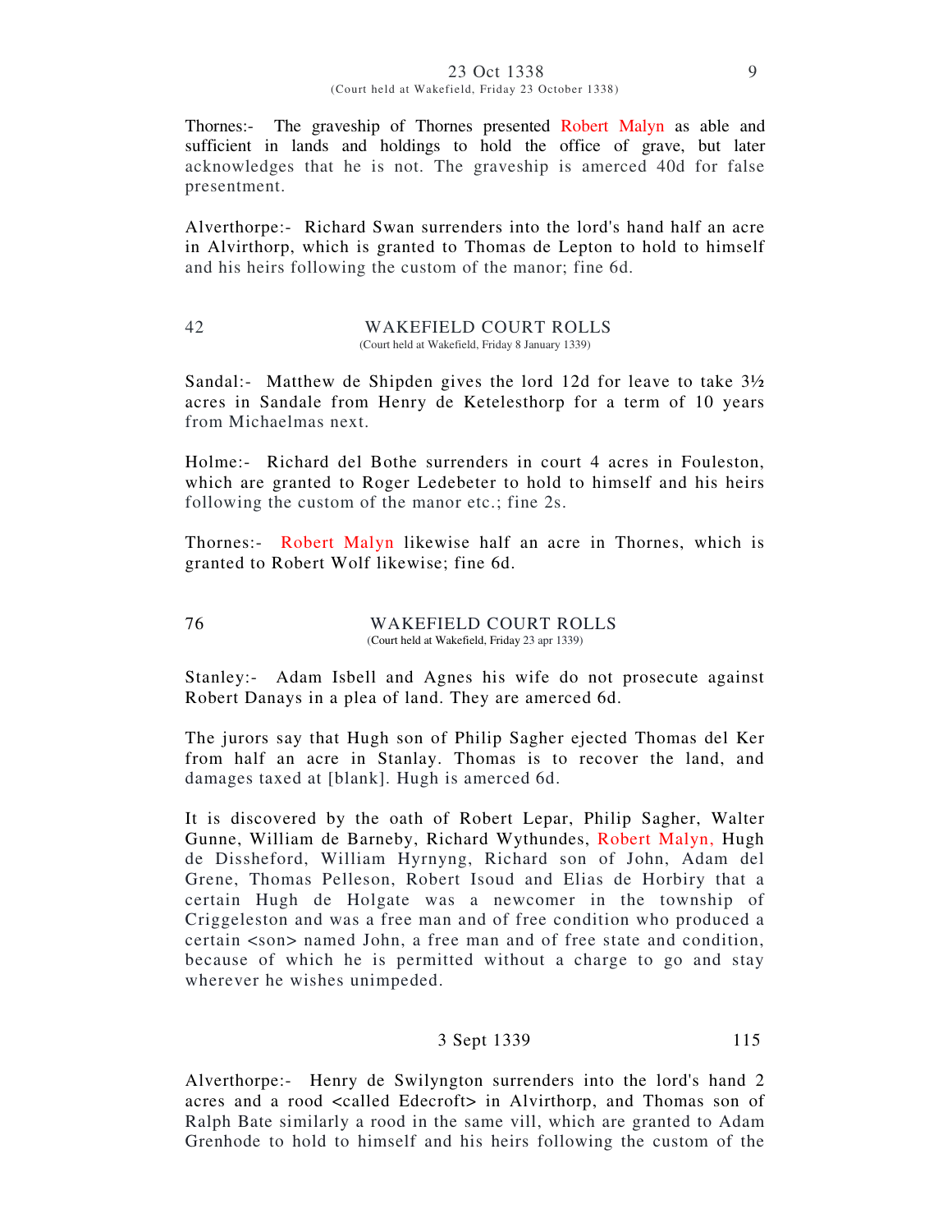23 Oct 1338
(Court held at Wakefield, Friday 23 October 1338)

Thornes:- The graveship of Thornes presented Robert Malyn as able and sufficient in lands and holdings to hold the office of grave, but later acknowledges that he is not. The graveship is amerced 40d for false presentment.

Alverthorpe:- Richard Swan surrenders into the lord's hand half an acre in Alvirthorp, which is granted to Thomas de Lepton to hold to himself and his heirs following the custom of the manor; fine 6d.

42 WAKEFIELD COURT ROLLS
(Court held at Wakefield, Friday 8 January 1339)

Sandal:- Matthew de Shipden gives the lord 12d for leave to take 3½ acres in Sandale from Henry de Ketelesthorp for a term of 10 years from Michaelmas next.

Holme:- Richard del Bothe surrenders in court 4 acres in Fouleston, which are granted to Roger Ledebeter to hold to himself and his heirs following the custom of the manor etc.; fine 2s.

Thornes:- Robert Malyn likewise half an acre in Thornes, which is granted to Robert Wolf likewise; fine 6d.

76 WAKEFIELD COURT ROLLS
(Court held at Wakefield, Friday 23 apr 1339)

Stanley:- Adam Isbell and Agnes his wife do not prosecute against Robert Danays in a plea of land. They are amerced 6d.

The jurors say that Hugh son of Philip Sagher ejected Thomas del Ker from half an acre in Stanlay. Thomas is to recover the land, and damages taxed at [blank]. Hugh is amerced 6d.

It is discovered by the oath of Robert Lepar, Philip Sagher, Walter Gunne, William de Barneby, Richard Wythundes, Robert Malyn, Hugh de Dissheford, William Hyrnyng, Richard son of John, Adam del Grene, Thomas Pelleson, Robert Isoud and Elias de Horbiry that a certain Hugh de Holgate was a newcomer in the township of Criggeleston and was a free man and of free condition who produced a certain <son> named John, a free man and of free state and condition, because of which he is permitted without a charge to go and stay wherever he wishes unimpeded.

3 Sept 1339

Alverthorpe:- Henry de Swilyngton surrenders into the lord's hand 2 acres and a rood <called Edecroft> in Alvirthorp, and Thomas son of Ralph Bate similarly a rood in the same vill, which are granted to Adam Grenhode to hold to himself and his heirs following the custom of the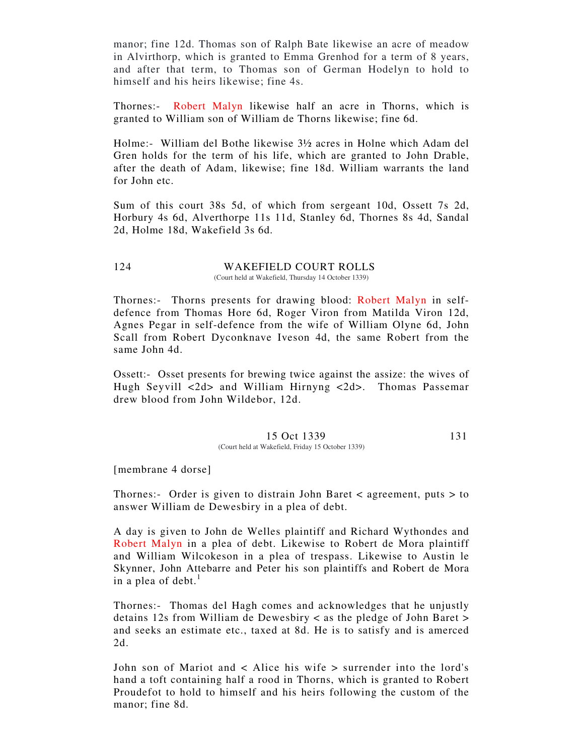manor; fine 12d. Thomas son of Ralph Bate likewise an acre of meadow in Alvirthorp, which is granted to Emma Grenhod for a term of 8 years, and after that term, to Thomas son of German Hodelyn to hold to himself and his heirs likewise; fine 4s.

Thornes:- Robert Malyn likewise half an acre in Thorns, which is granted to William son of William de Thorns likewise; fine 6d.

Holme:- William del Bothe likewise 3½ acres in Holne which Adam del Gren holds for the term of his life, which are granted to John Drable, after the death of Adam, likewise; fine 18d. William warrants the land for John etc.

Sum of this court 38s 5d, of which from sergeant 10d, Ossett 7s 2d, Horbury 4s 6d, Alverthorpe 11s 11d, Stanley 6d, Thornes 8s 4d, Sandal 2d, Holme 18d, Wakefield 3s 6d.

## WAKEFIELD COURT ROLLS

(Court held at Wakefield, Thursday 14 October 1339)

Thornes:- Thorns presents for drawing blood: Robert Malyn in self-defence from Thomas Hore 6d, Roger Viron from Matilda Viron 12d, Agnes Pegar in self-defence from the wife of William Olyne 6d, John Scall from Robert Dyconknave Iveson 4d, the same Robert from the same John 4d.

Ossett:- Osset presents for brewing twice against the assize: the wives of Hugh Seyvill <2d> and William Hirnyng <2d>. Thomas Passemar drew blood from John Wildebor, 12d.

## 15 Oct 1339

(Court held at Wakefield, Friday 15 October 1339)

[membrane 4 dorse]

Thornes:- Order is given to distrain John Baret < agreement, puts > to answer William de Dewesbiry in a plea of debt.

A day is given to John de Welles plaintiff and Richard Wythondes and Robert Malyn in a plea of debt. Likewise to Robert de Mora plaintiff and William Wilcokeson in a plea of trespass. Likewise to Austin le Skynner, John Attebarre and Peter his son plaintiffs and Robert de Mora in a plea of debt.[1]

Thornes:- Thomas del Hagh comes and acknowledges that he unjustly detains 12s from William de Dewesbiry < as the pledge of John Baret > and seeks an estimate etc., taxed at 8d. He is to satisfy and is amerced 2d.

John son of Mariot and < Alice his wife > surrender into the lord's hand a toft containing half a rood in Thorns, which is granted to Robert Proudefot to hold to himself and his heirs following the custom of the manor; fine 8d.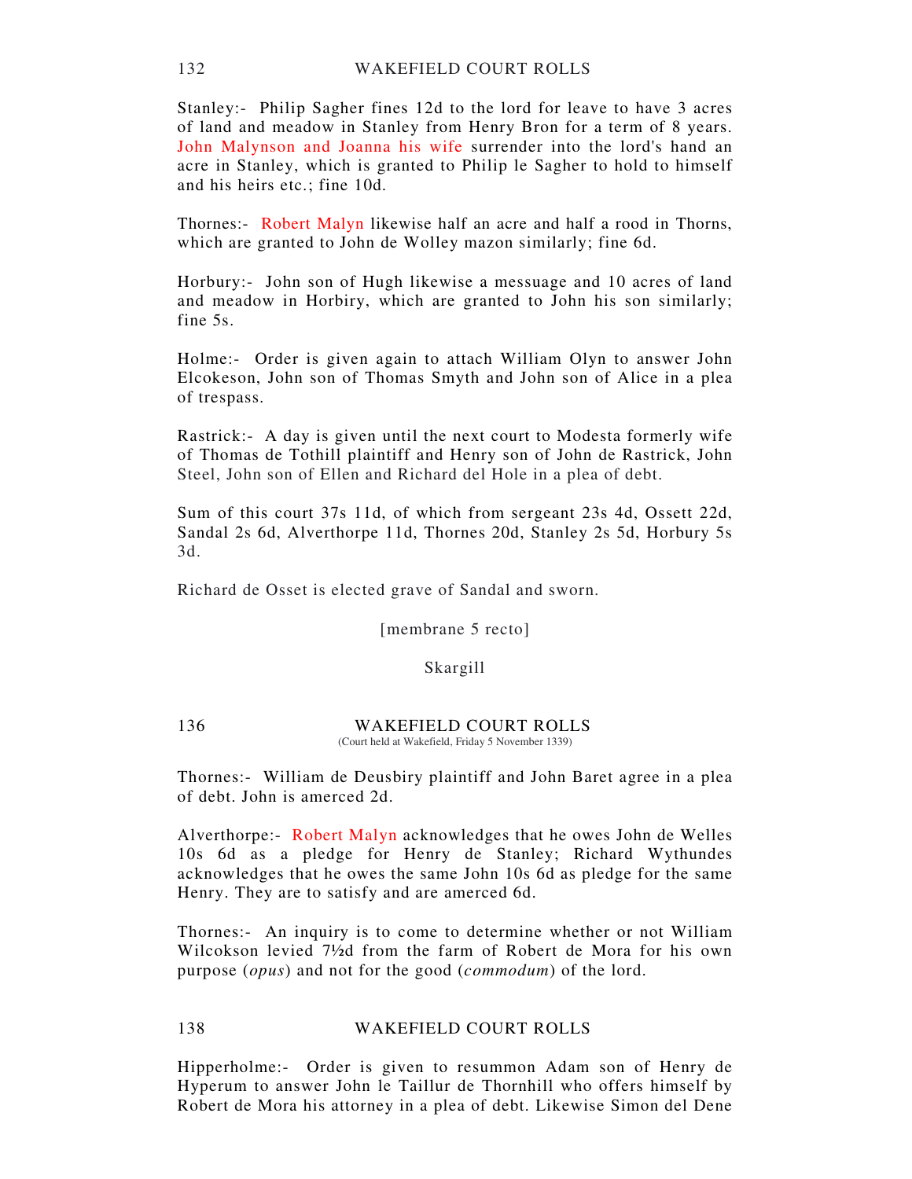Stanley:- Philip Sagher fines 12d to the lord for leave to have 3 acres of land and meadow in Stanley from Henry Bron for a term of 8 years. John Malynson and Joanna his wife surrender into the lord's hand an acre in Stanley, which is granted to Philip le Sagher to hold to himself and his heirs etc.; fine 10d.

Thornes:- Robert Malyn likewise half an acre and half a rood in Thorns, which are granted to John de Wolley mazon similarly; fine 6d.

Horbury:- John son of Hugh likewise a messuage and 10 acres of land and meadow in Horbiry, which are granted to John his son similarly; fine 5s.

Holme:- Order is given again to attach William Olyn to answer John Elcokeson, John son of Thomas Smyth and John son of Alice in a plea of trespass.

Rastrick:- A day is given until the next court to Modesta formerly wife of Thomas de Tothill plaintiff and Henry son of John de Rastrick, John Steel, John son of Ellen and Richard del Hole in a plea of debt.

Sum of this court 37s 11d, of which from sergeant 23s 4d, Ossett 22d, Sandal 2s 6d, Alverthorpe 11d, Thornes 20d, Stanley 2s 5d, Horbury 5s 3d.

Richard de Osset is elected grave of Sandal and sworn.

[membrane 5 recto]

Skargill

(Court held at Wakefield, Friday 5 November 1339)

Thornes:- William de Deusbiry plaintiff and John Baret agree in a plea of debt. John is amerced 2d.

Alverthorpe:- Robert Malyn acknowledges that he owes John de Welles 10s 6d as a pledge for Henry de Stanley; Richard Wythundes acknowledges that he owes the same John 10s 6d as pledge for the same Henry. They are to satisfy and are amerced 6d.

Thornes:- An inquiry is to come to determine whether or not William Wilcokson levied 7½d from the farm of Robert de Mora for his own purpose (*opus*) and not for the good (*commodum*) of the lord.

Hipperholme:- Order is given to resummon Adam son of Henry de Hyperum to answer John le Taillur de Thornhill who offers himself by Robert de Mora his attorney in a plea of debt. Likewise Simon del Dene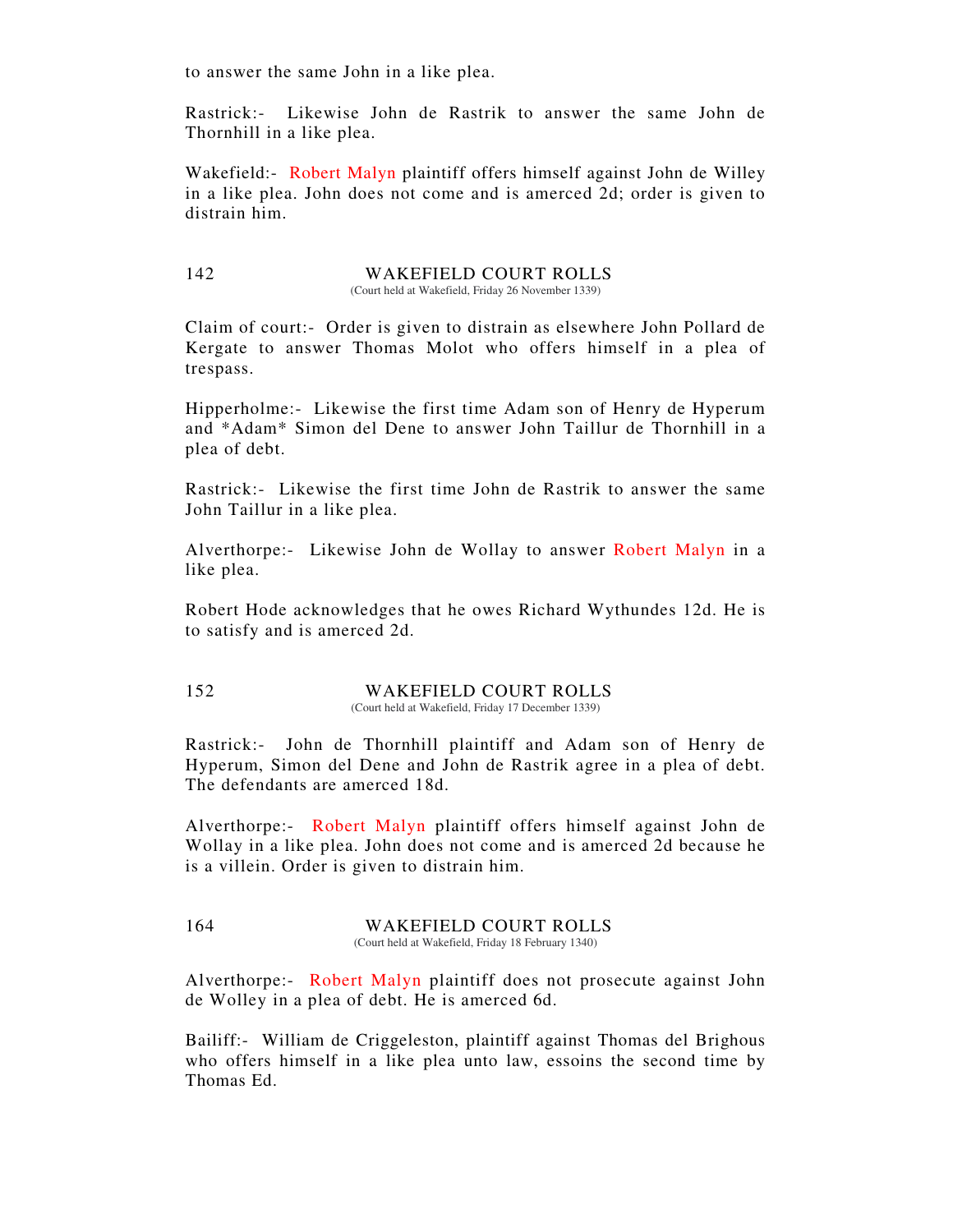to answer the same John in a like plea.

Rastrick:- Likewise John de Rastrik to answer the same John de Thornhill in a like plea.

Wakefield:- Robert Malyn plaintiff offers himself against John de Willey in a like plea. John does not come and is amerced 2d; order is given to distrain him.

## 142 WAKEFIELD COURT ROLLS

(Court held at Wakefield, Friday 26 November 1339)

Claim of court:- Order is given to distrain as elsewhere John Pollard de Kergate to answer Thomas Molot who offers himself in a plea of trespass.

Hipperholme:- Likewise the first time Adam son of Henry de Hyperum and *Adam* Simon del Dene to answer John Taillur de Thornhill in a plea of debt.

Rastrick:- Likewise the first time John de Rastrik to answer the same John Taillur in a like plea.

Alverthorpe:- Likewise John de Wollay to answer Robert Malyn in a like plea.

Robert Hode acknowledges that he owes Richard Wythundes 12d. He is to satisfy and is amerced 2d.

## 152 WAKEFIELD COURT ROLLS

(Court held at Wakefield, Friday 17 December 1339)

Rastrick:- John de Thornhill plaintiff and Adam son of Henry de Hyperum, Simon del Dene and John de Rastrik agree in a plea of debt. The defendants are amerced 18d.

Alverthorpe:- Robert Malyn plaintiff offers himself against John de Wollay in a like plea. John does not come and is amerced 2d because he is a villein. Order is given to distrain him.

## 164 WAKEFIELD COURT ROLLS

(Court held at Wakefield, Friday 18 February 1340)

Alverthorpe:- Robert Malyn plaintiff does not prosecute against John de Wolley in a plea of debt. He is amerced 6d.

Bailiff:- William de Criggeleston, plaintiff against Thomas del Brighous who offers himself in a like plea unto law, essoins the second time by Thomas Ed.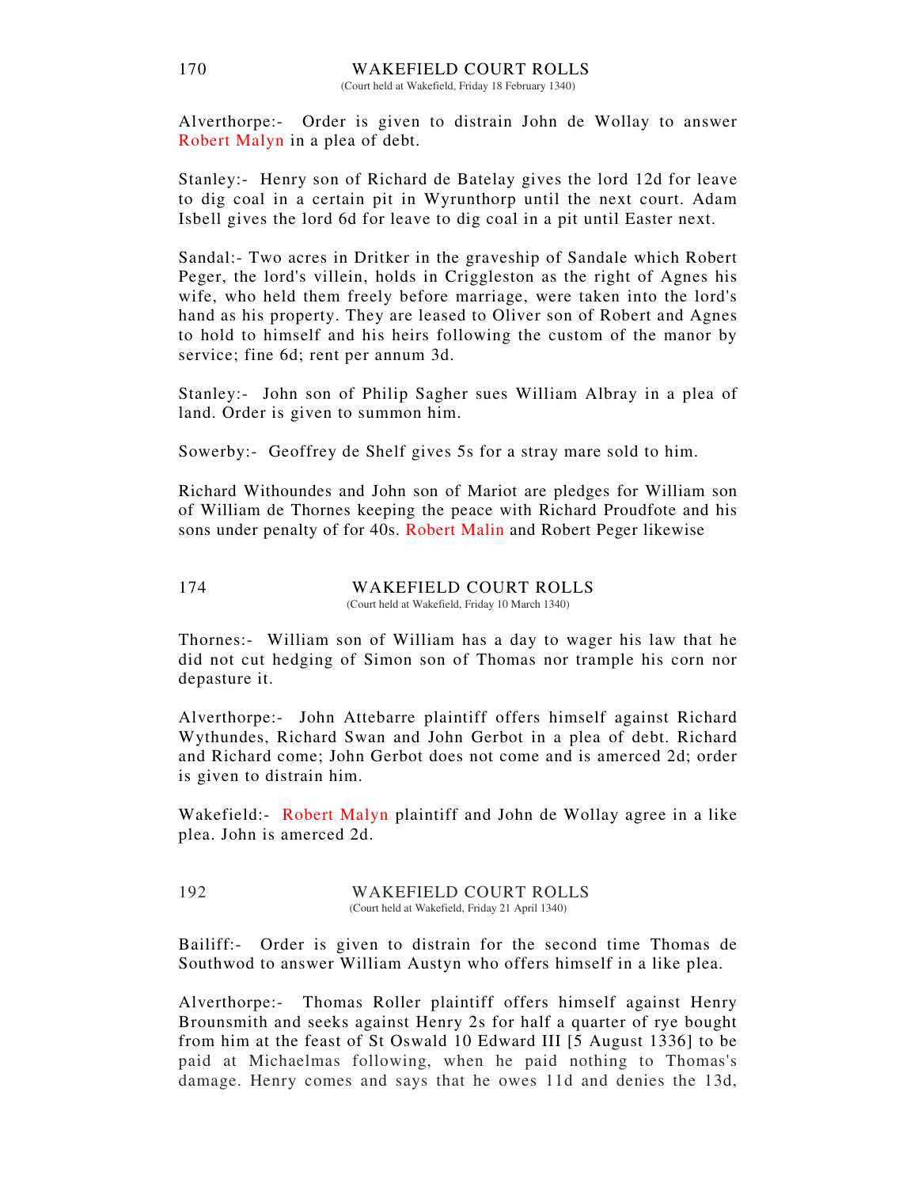(Court held at Wakefield, Friday 18 February 1340)

Alverthorpe:- Order is given to distrain John de Wollay to answer Robert Malyn in a plea of debt.

Stanley:- Henry son of Richard de Batelay gives the lord 12d for leave to dig coal in a certain pit in Wyrunthorp until the next court. Adam Isbell gives the lord 6d for leave to dig coal in a pit until Easter next.

Sandal:- Two acres in Dritker in the graveship of Sandale which Robert Peger, the lord's villein, holds in Criggleston as the right of Agnes his wife, who held them freely before marriage, were taken into the lord's hand as his property. They are leased to Oliver son of Robert and Agnes to hold to himself and his heirs following the custom of the manor by service; fine 6d; rent per annum 3d.

Stanley:- John son of Philip Sagher sues William Albray in a plea of land. Order is given to summon him.

Sowerby:- Geoffrey de Shelf gives 5s for a stray mare sold to him.

Richard Withoundes and John son of Mariot are pledges for William son of William de Thornes keeping the peace with Richard Proudfote and his sons under penalty of for 40s. Robert Malin and Robert Peger likewise

(Court held at Wakefield, Friday 10 March 1340)

Thornes:- William son of William has a day to wager his law that he did not cut hedging of Simon son of Thomas nor trample his corn nor depasture it.

Alverthorpe:- John Attebarre plaintiff offers himself against Richard Wythundes, Richard Swan and John Gerbot in a plea of debt. Richard and Richard come; John Gerbot does not come and is amerced 2d; order is given to distrain him.

Wakefield:- Robert Malyn plaintiff and John de Wollay agree in a like plea. John is amerced 2d.

(Court held at Wakefield, Friday 21 April 1340)

Bailiff:- Order is given to distrain for the second time Thomas de Southwod to answer William Austyn who offers himself in a like plea.

Alverthorpe:- Thomas Roller plaintiff offers himself against Henry Brounsmith and seeks against Henry 2s for half a quarter of rye bought from him at the feast of St Oswald 10 Edward III [5 August 1336] to be paid at Michaelmas following, when he paid nothing to Thomas's damage. Henry comes and says that he owes 11d and denies the 13d,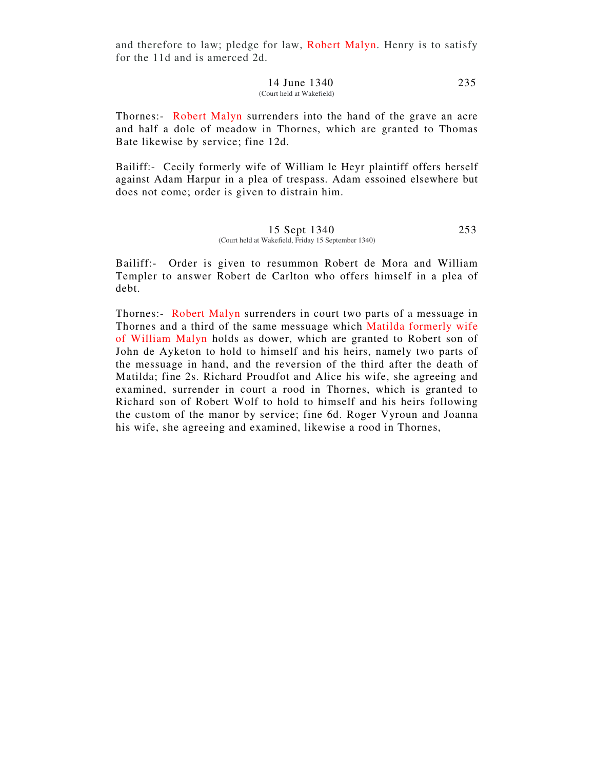and therefore to law; pledge for law, Robert Malyn. Henry is to satisfy for the 11d and is amerced 2d.

14 June 1340 235
(Court held at Wakefield)

Thornes:- Robert Malyn surrenders into the hand of the grave an acre and half a dole of meadow in Thornes, which are granted to Thomas Bate likewise by service; fine 12d.

Bailiff:- Cecily formerly wife of William le Heyr plaintiff offers herself against Adam Harpur in a plea of trespass. Adam essoined elsewhere but does not come; order is given to distrain him.

15 Sept 1340 253
(Court held at Wakefield, Friday 15 September 1340)

Bailiff:- Order is given to resummon Robert de Mora and William Templer to answer Robert de Carlton who offers himself in a plea of debt.

Thornes:- Robert Malyn surrenders in court two parts of a messuage in Thornes and a third of the same messuage which Matilda formerly wife of William Malyn holds as dower, which are granted to Robert son of John de Ayketon to hold to himself and his heirs, namely two parts of the messuage in hand, and the reversion of the third after the death of Matilda; fine 2s. Richard Proudfot and Alice his wife, she agreeing and examined, surrender in court a rood in Thornes, which is granted to Richard son of Robert Wolf to hold to himself and his heirs following the custom of the manor by service; fine 6d. Roger Vyroun and Joanna his wife, she agreeing and examined, likewise a rood in Thornes,